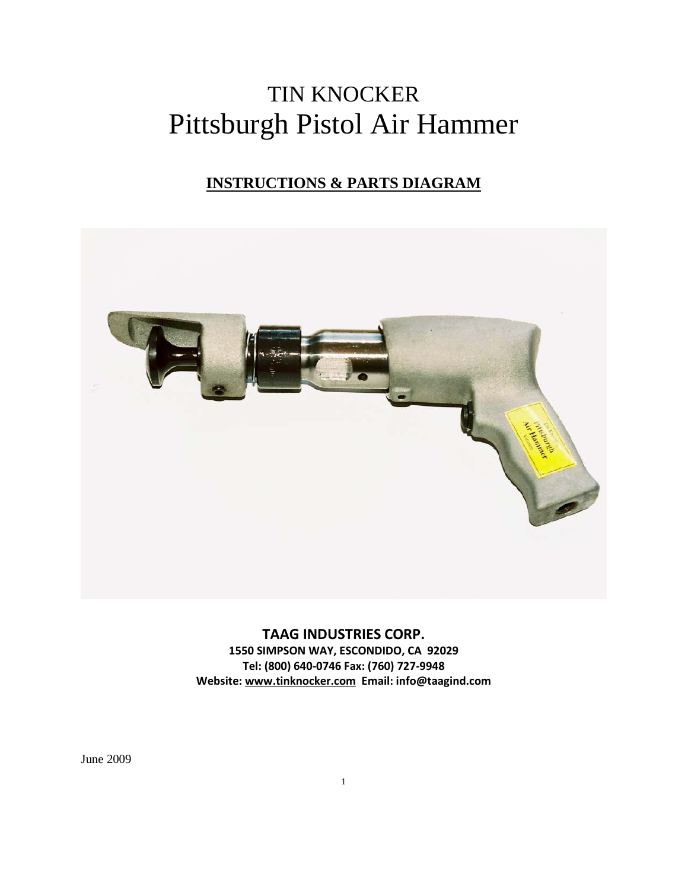# TIN KNOCKER
# Pittsburgh Pistol Air Hammer

## INSTRUCTIONS & PARTS DIAGRAM

**TAAG INDUSTRIES CORP.**
**1550 SIMPSON WAY, ESCONDIDO, CA 92029**
**Tel: (800) 640-0746 Fax: (760) 727-9948**
**Website: www.tinknocker.com Email: info@taagind.com**

June 2009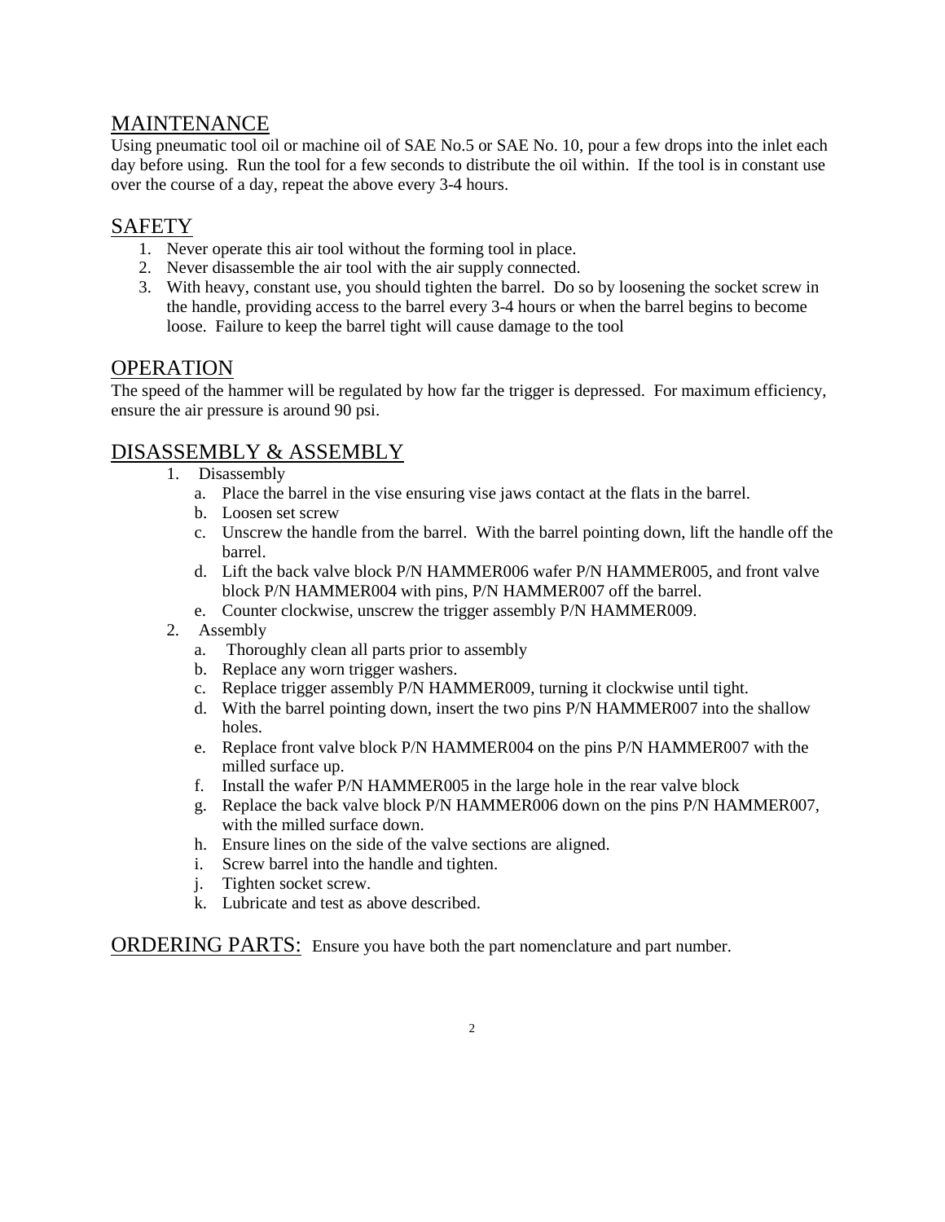## MAINTENANCE

Using pneumatic tool oil or machine oil of SAE No.5 or SAE No. 10, pour a few drops into the inlet each day before using. Run the tool for a few seconds to distribute the oil within. If the tool is in constant use over the course of a day, repeat the above every 3-4 hours.

## SAFETY

1. Never operate this air tool without the forming tool in place.
2. Never disassemble the air tool with the air supply connected.
3. With heavy, constant use, you should tighten the barrel. Do so by loosening the socket screw in the handle, providing access to the barrel every 3-4 hours or when the barrel begins to become loose. Failure to keep the barrel tight will cause damage to the tool

## OPERATION

The speed of the hammer will be regulated by how far the trigger is depressed. For maximum efficiency, ensure the air pressure is around 90 psi.

## DISASSEMBLY & ASSEMBLY

1. Disassembly
   a. Place the barrel in the vise ensuring vise jaws contact at the flats in the barrel.
   b. Loosen set screw
   c. Unscrew the handle from the barrel. With the barrel pointing down, lift the handle off the barrel.
   d. Lift the back valve block P/N HAMMER006 wafer P/N HAMMER005, and front valve block P/N HAMMER004 with pins, P/N HAMMER007 off the barrel.
   e. Counter clockwise, unscrew the trigger assembly P/N HAMMER009.
2. Assembly
   a. Thoroughly clean all parts prior to assembly
   b. Replace any worn trigger washers.
   c. Replace trigger assembly P/N HAMMER009, turning it clockwise until tight.
   d. With the barrel pointing down, insert the two pins P/N HAMMER007 into the shallow holes.
   e. Replace front valve block P/N HAMMER004 on the pins P/N HAMMER007 with the milled surface up.
   f. Install the wafer P/N HAMMER005 in the large hole in the rear valve block
   g. Replace the back valve block P/N HAMMER006 down on the pins P/N HAMMER007, with the milled surface down.
   h. Ensure lines on the side of the valve sections are aligned.
   i. Screw barrel into the handle and tighten.
   j. Tighten socket screw.
   k. Lubricate and test as above described.

## ORDERING PARTS:

Ensure you have both the part nomenclature and part number.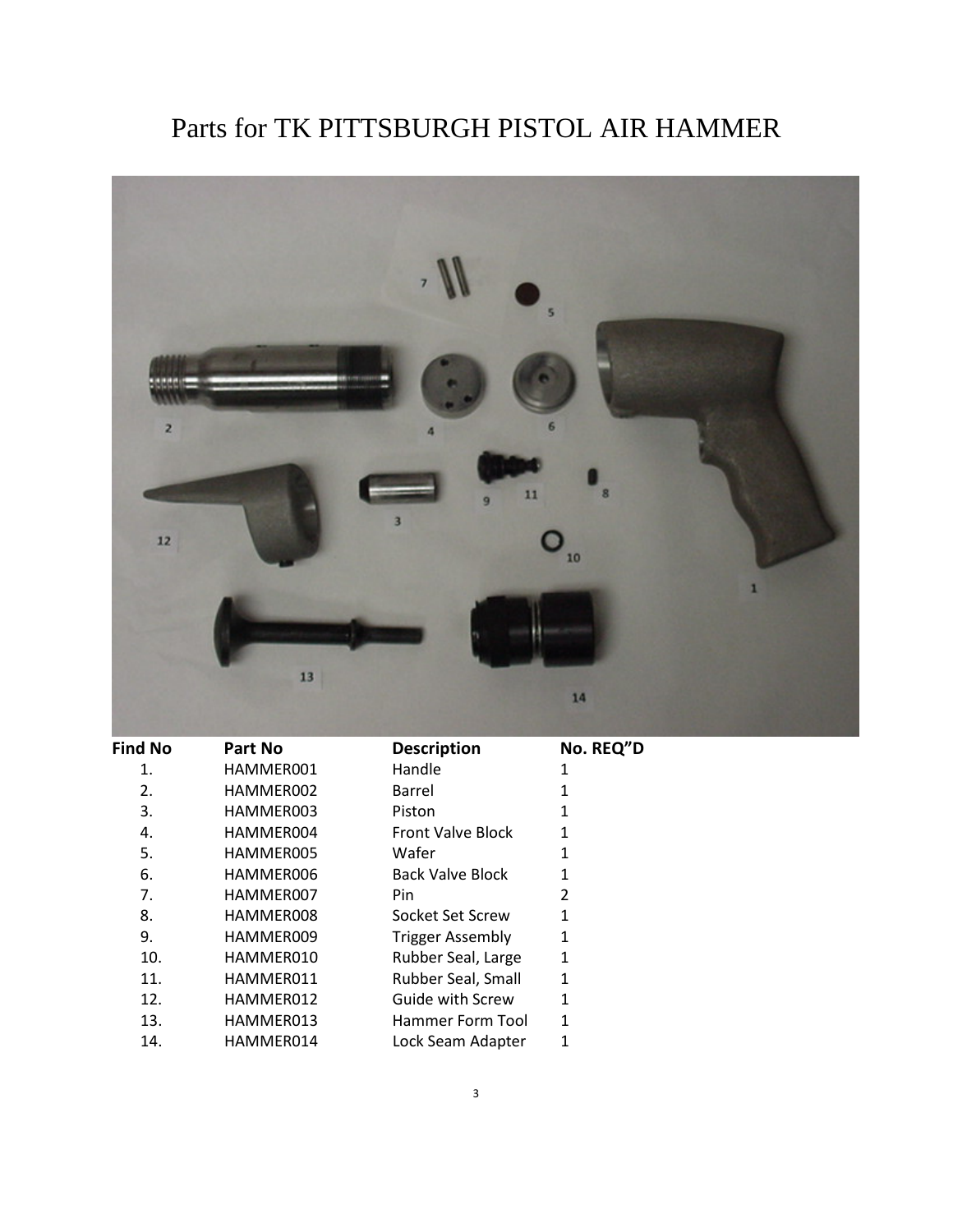# Parts for TK PITTSBURGH PISTOL AIR HAMMER

| Find No | Part No | Description | No. REQ"D |
|---|---|---|---|
| 1. | HAMMER001 | Handle | 1 |
| 2. | HAMMER002 | Barrel | 1 |
| 3. | HAMMER003 | Piston | 1 |
| 4. | HAMMER004 | Front Valve Block | 1 |
| 5. | HAMMER005 | Wafer | 1 |
| 6. | HAMMER006 | Back Valve Block | 1 |
| 7. | HAMMER007 | Pin | 2 |
| 8. | HAMMER008 | Socket Set Screw | 1 |
| 9. | HAMMER009 | Trigger Assembly | 1 |
| 10. | HAMMER010 | Rubber Seal, Large | 1 |
| 11. | HAMMER011 | Rubber Seal, Small | 1 |
| 12. | HAMMER012 | Guide with Screw | 1 |
| 13. | HAMMER013 | Hammer Form Tool | 1 |
| 14. | HAMMER014 | Lock Seam Adapter | 1 |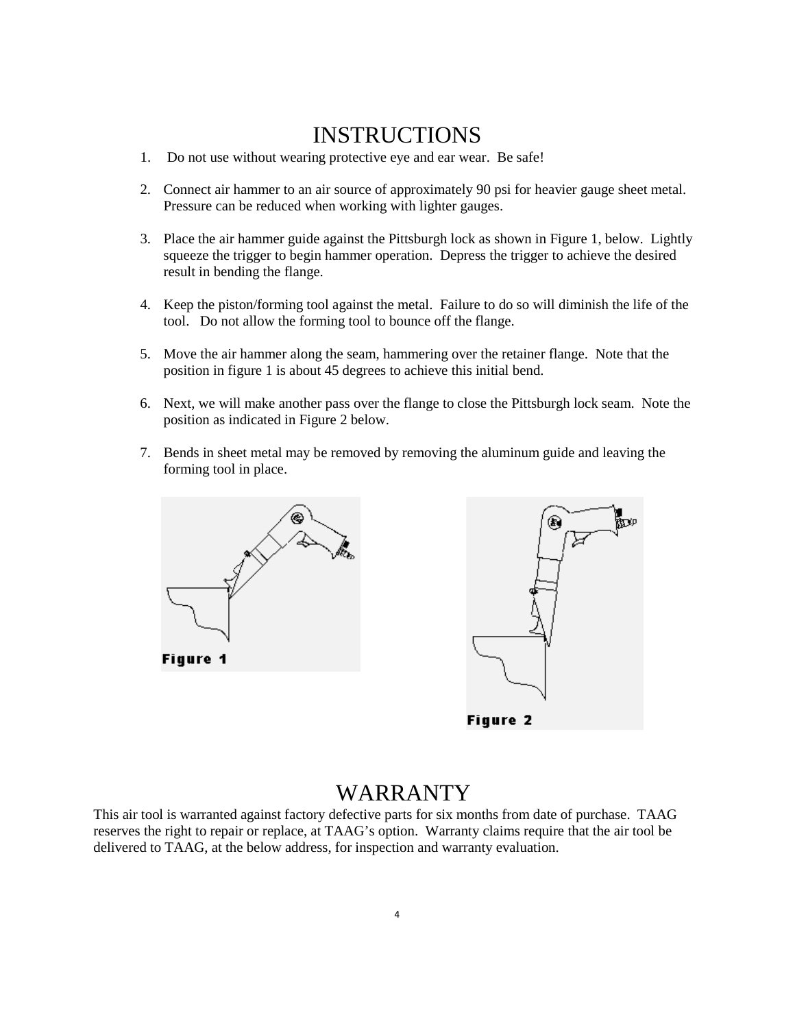# INSTRUCTIONS

1. Do not use without wearing protective eye and ear wear. Be safe!
2. Connect air hammer to an air source of approximately 90 psi for heavier gauge sheet metal. Pressure can be reduced when working with lighter gauges.
3. Place the air hammer guide against the Pittsburgh lock as shown in Figure 1, below. Lightly squeeze the trigger to begin hammer operation. Depress the trigger to achieve the desired result in bending the flange.
4. Keep the piston/forming tool against the metal. Failure to do so will diminish the life of the tool. Do not allow the forming tool to bounce off the flange.
5. Move the air hammer along the seam, hammering over the retainer flange. Note that the position in figure 1 is about 45 degrees to achieve this initial bend.
6. Next, we will make another pass over the flange to close the Pittsburgh lock seam. Note the position as indicated in Figure 2 below.
7. Bends in sheet metal may be removed by removing the aluminum guide and leaving the forming tool in place.

Figure 1

Figure 2

# WARRANTY

This air tool is warranted against factory defective parts for six months from date of purchase. TAAG reserves the right to repair or replace, at TAAG's option. Warranty claims require that the air tool be delivered to TAAG, at the below address, for inspection and warranty evaluation.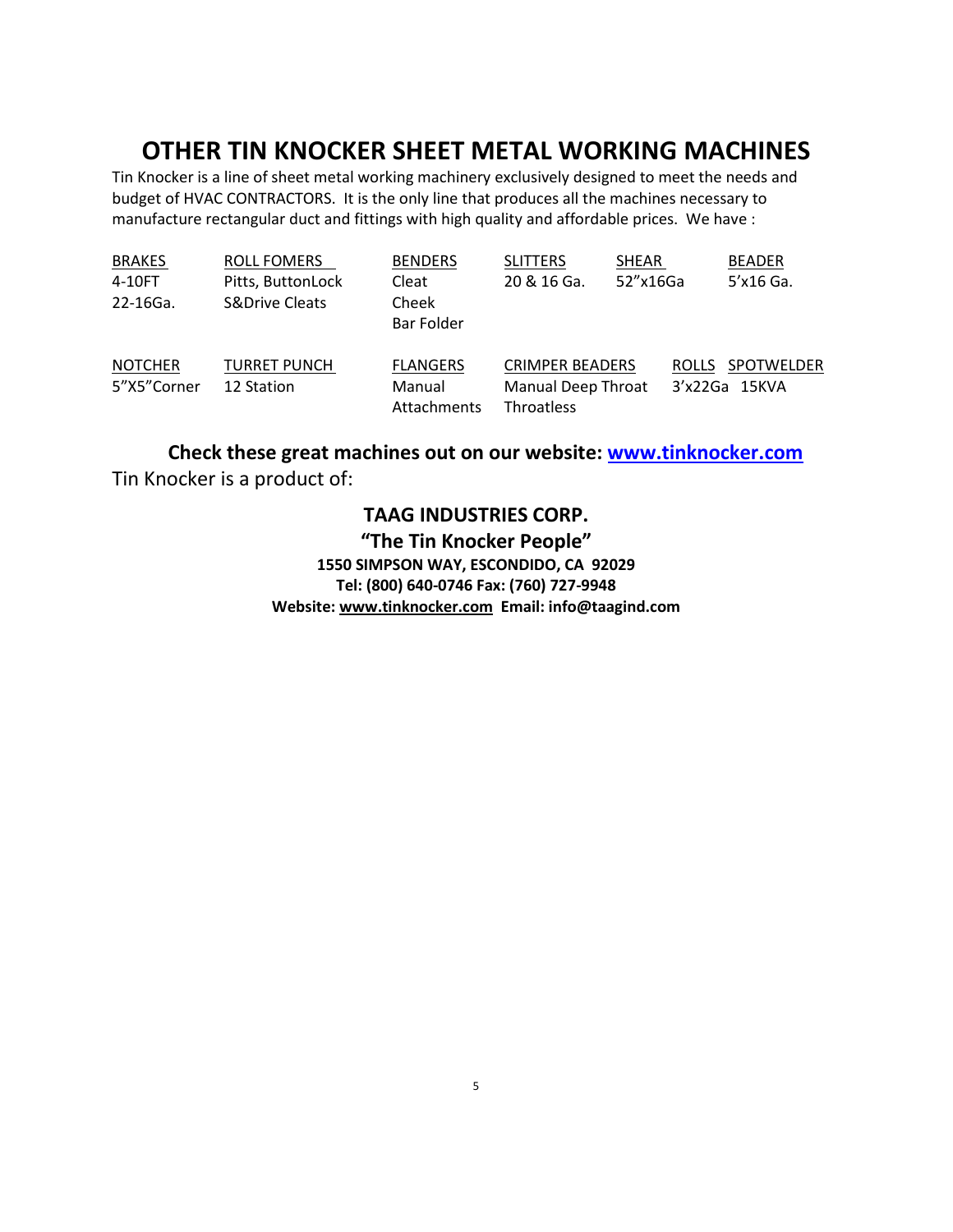# OTHER TIN KNOCKER SHEET METAL WORKING MACHINES

Tin Knocker is a line of sheet metal working machinery exclusively designed to meet the needs and budget of HVAC CONTRACTORS. It is the only line that produces all the machines necessary to manufacture rectangular duct and fittings with high quality and affordable prices. We have :

| | | | | | |
|---|---|---|---|---|---|
| BRAKES | ROLL FOMERS | BENDERS | SLITTERS | SHEAR | BEADER |
| 4-10FT<br>22-16Ga. | Pitts, ButtonLock<br>S&Drive Cleats | Cleat<br>Cheek<br>Bar Folder | 20 & 16 Ga. | 52"x16Ga | 5'x16 Ga. |
| NOTCHER | TURRET PUNCH | FLANGERS | CRIMPER BEADERS | ROLLS | SPOTWELDER |
| 5"X5"Corner | 12 Station | Manual<br>Attachments | Manual Deep Throat<br>Throatless | 3'x22Ga | 15KVA |

**Check these great machines out on our website: www.tinknocker.com**

Tin Knocker is a product of:

**TAAG INDUSTRIES CORP.**
**"The Tin Knocker People"**
**1550 SIMPSON WAY, ESCONDIDO, CA 92029**
**Tel: (800) 640-0746 Fax: (760) 727-9948**
**Website: www.tinknocker.com Email: info@taagind.com**